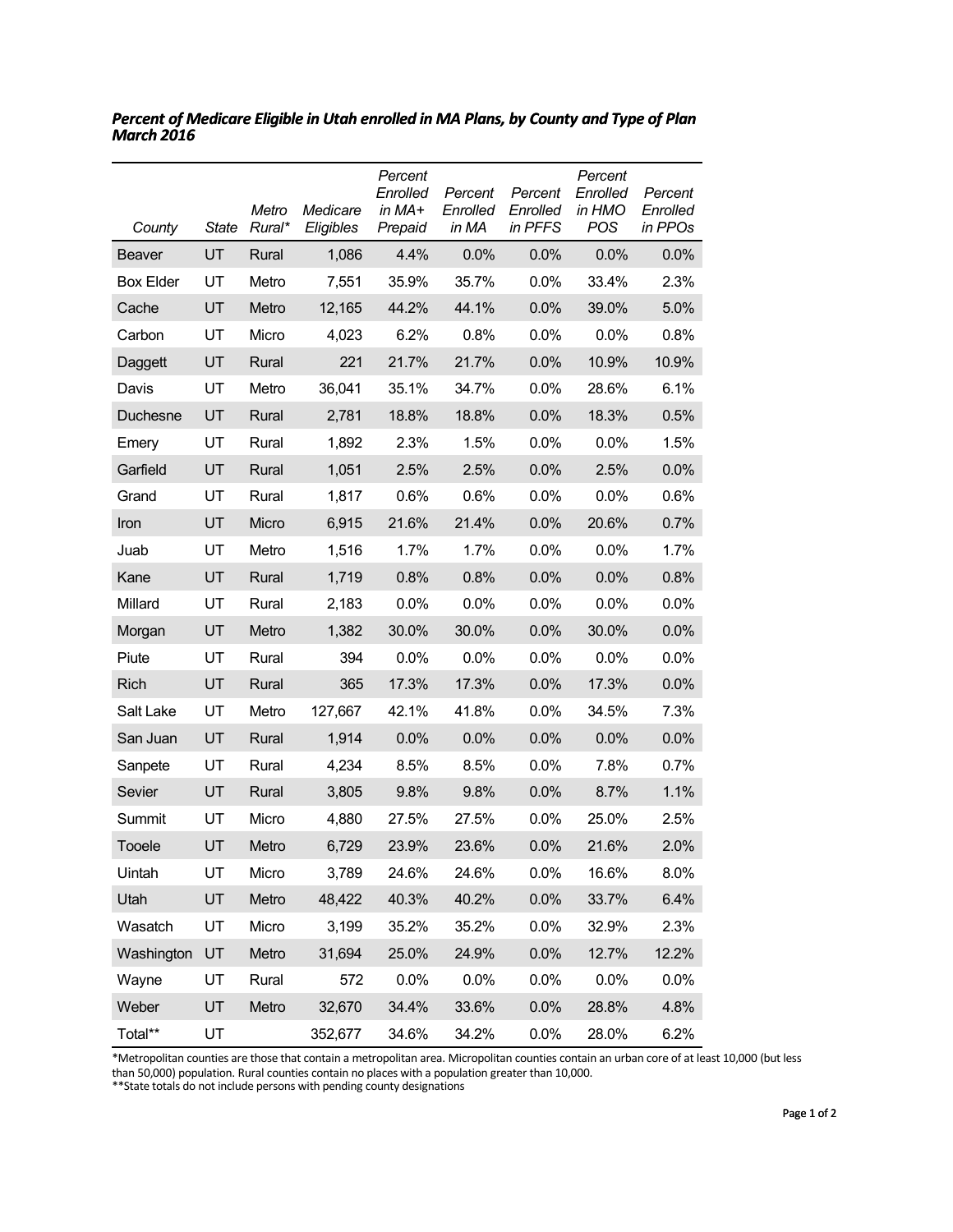***Percent of Medicare Eligible in Utah enrolled in MA Plans, by County and Type of Plan March 2016***

| *County* | *State* | *Metro Rural\** | *Medicare Eligibles* | *Percent Enrolled in MA+ Prepaid* | *Percent Enrolled in MA* | *Percent Enrolled in PFFS* | *Percent Enrolled in HMO POS* | *Percent Enrolled in PPOs* |
|---|---|---|---|---|---|---|---|---|
| Beaver | UT | Rural | 1,086 | 4.4% | 0.0% | 0.0% | 0.0% | 0.0% |
| Box Elder | UT | Metro | 7,551 | 35.9% | 35.7% | 0.0% | 33.4% | 2.3% |
| Cache | UT | Metro | 12,165 | 44.2% | 44.1% | 0.0% | 39.0% | 5.0% |
| Carbon | UT | Micro | 4,023 | 6.2% | 0.8% | 0.0% | 0.0% | 0.8% |
| Daggett | UT | Rural | 221 | 21.7% | 21.7% | 0.0% | 10.9% | 10.9% |
| Davis | UT | Metro | 36,041 | 35.1% | 34.7% | 0.0% | 28.6% | 6.1% |
| Duchesne | UT | Rural | 2,781 | 18.8% | 18.8% | 0.0% | 18.3% | 0.5% |
| Emery | UT | Rural | 1,892 | 2.3% | 1.5% | 0.0% | 0.0% | 1.5% |
| Garfield | UT | Rural | 1,051 | 2.5% | 2.5% | 0.0% | 2.5% | 0.0% |
| Grand | UT | Rural | 1,817 | 0.6% | 0.6% | 0.0% | 0.0% | 0.6% |
| Iron | UT | Micro | 6,915 | 21.6% | 21.4% | 0.0% | 20.6% | 0.7% |
| Juab | UT | Metro | 1,516 | 1.7% | 1.7% | 0.0% | 0.0% | 1.7% |
| Kane | UT | Rural | 1,719 | 0.8% | 0.8% | 0.0% | 0.0% | 0.8% |
| Millard | UT | Rural | 2,183 | 0.0% | 0.0% | 0.0% | 0.0% | 0.0% |
| Morgan | UT | Metro | 1,382 | 30.0% | 30.0% | 0.0% | 30.0% | 0.0% |
| Piute | UT | Rural | 394 | 0.0% | 0.0% | 0.0% | 0.0% | 0.0% |
| Rich | UT | Rural | 365 | 17.3% | 17.3% | 0.0% | 17.3% | 0.0% |
| Salt Lake | UT | Metro | 127,667 | 42.1% | 41.8% | 0.0% | 34.5% | 7.3% |
| San Juan | UT | Rural | 1,914 | 0.0% | 0.0% | 0.0% | 0.0% | 0.0% |
| Sanpete | UT | Rural | 4,234 | 8.5% | 8.5% | 0.0% | 7.8% | 0.7% |
| Sevier | UT | Rural | 3,805 | 9.8% | 9.8% | 0.0% | 8.7% | 1.1% |
| Summit | UT | Micro | 4,880 | 27.5% | 27.5% | 0.0% | 25.0% | 2.5% |
| Tooele | UT | Metro | 6,729 | 23.9% | 23.6% | 0.0% | 21.6% | 2.0% |
| Uintah | UT | Micro | 3,789 | 24.6% | 24.6% | 0.0% | 16.6% | 8.0% |
| Utah | UT | Metro | 48,422 | 40.3% | 40.2% | 0.0% | 33.7% | 6.4% |
| Wasatch | UT | Micro | 3,199 | 35.2% | 35.2% | 0.0% | 32.9% | 2.3% |
| Washington | UT | Metro | 31,694 | 25.0% | 24.9% | 0.0% | 12.7% | 12.2% |
| Wayne | UT | Rural | 572 | 0.0% | 0.0% | 0.0% | 0.0% | 0.0% |
| Weber | UT | Metro | 32,670 | 34.4% | 33.6% | 0.0% | 28.8% | 4.8% |
| Total** | UT | | 352,677 | 34.6% | 34.2% | 0.0% | 28.0% | 6.2% |

*Metropolitan counties are those that contain a metropolitan area. Micropolitan counties contain an urban core of at least 10,000 (but less than 50,000) population. Rural counties contain no places with a population greater than 10,000.
**State totals do not include persons with pending county designations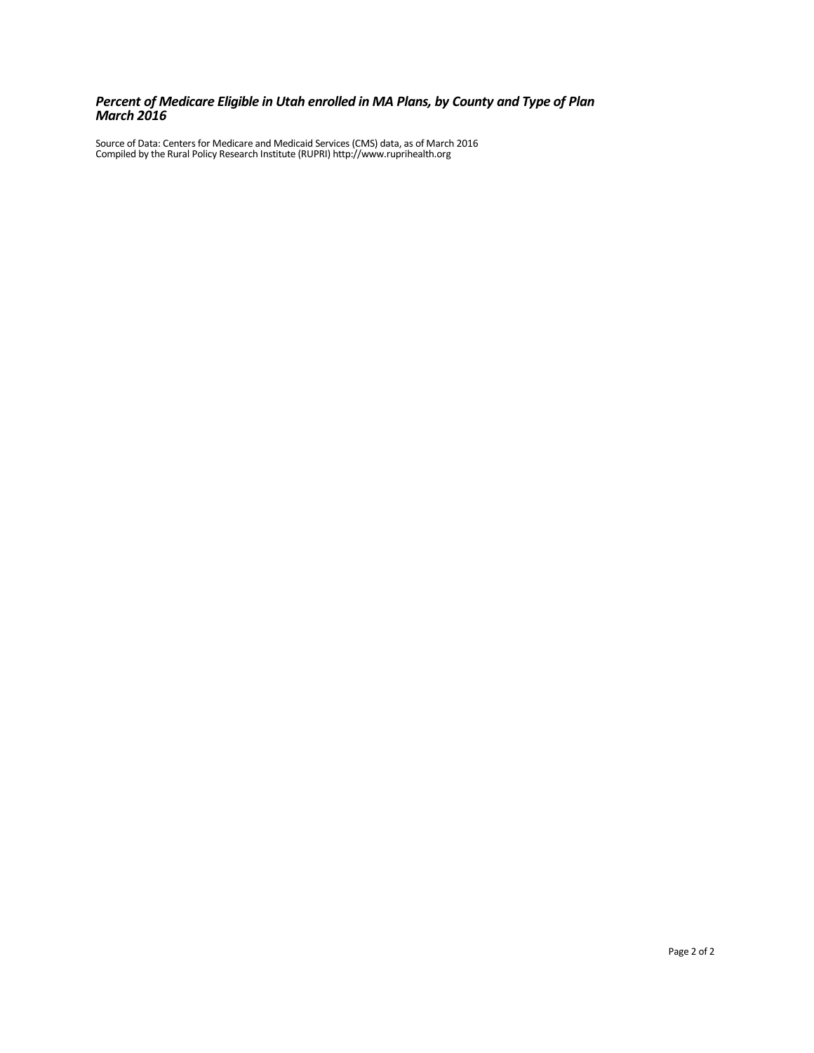***Percent of Medicare Eligible in Utah enrolled in MA Plans, by County and Type of Plan***
***March 2016***

Source of Data: Centers for Medicare and Medicaid Services (CMS) data, as of March 2016
Compiled by the Rural Policy Research Institute (RUPRI) http://www.ruprihealth.org